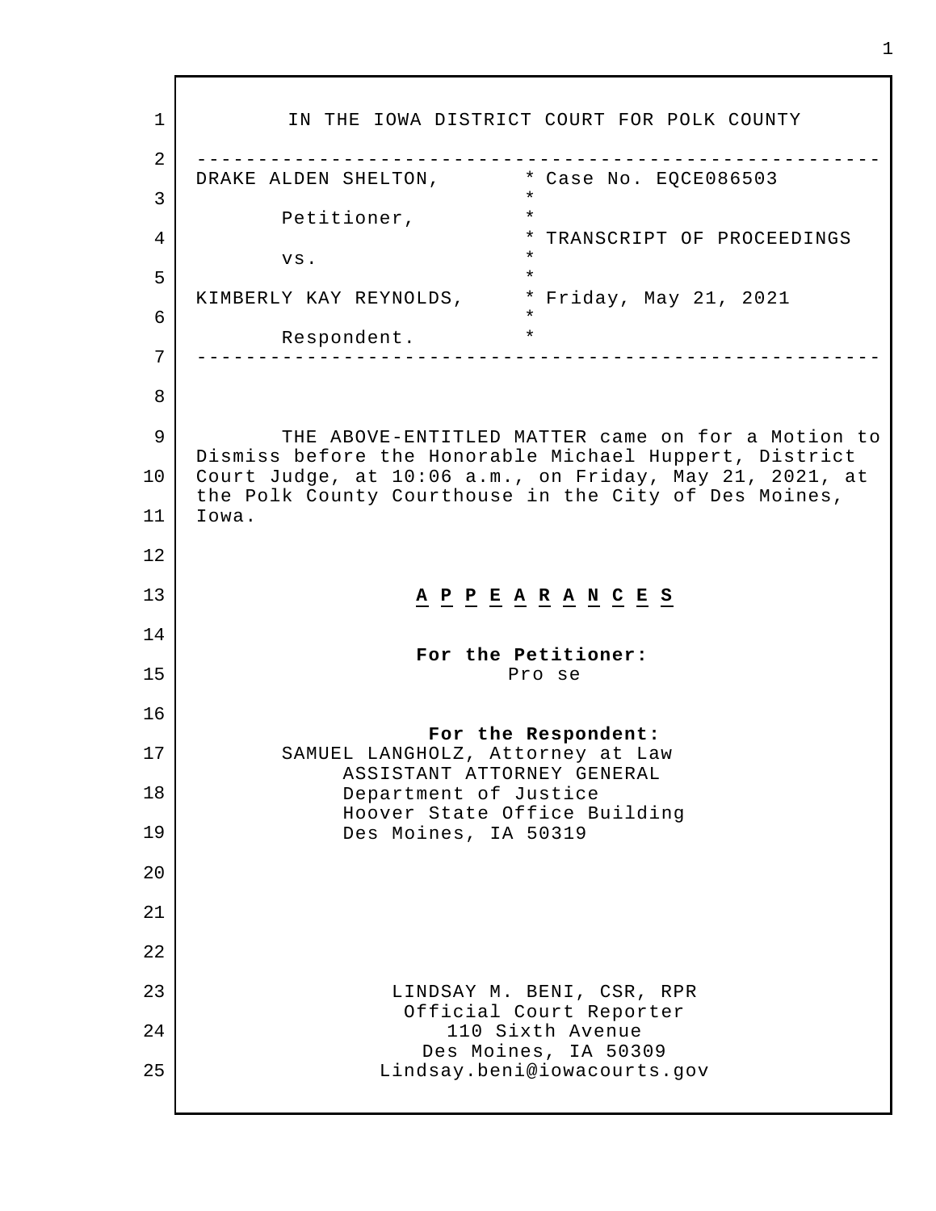IN THE IOWA DISTRICT COURT FOR POLK COUNTY

| | |
|---|---|
| DRAKE ALDEN SHELTON, | * Case No. EQCE086503 |
| | * |
| Petitioner, | * |
| | * TRANSCRIPT OF PROCEEDINGS |
| vs. | * |
| | * |
| KIMBERLY KAY REYNOLDS, | * Friday, May 21, 2021 |
| | * |
| Respondent. | * |

THE ABOVE-ENTITLED MATTER came on for a Motion to Dismiss before the Honorable Michael Huppert, District Court Judge, at 10:06 a.m., on Friday, May 21, 2021, at the Polk County Courthouse in the City of Des Moines, Iowa.

## A P P E A R A N C E S

**For the Petitioner:**
Pro se

**For the Respondent:**
SAMUEL LANGHOLZ, Attorney at Law
ASSISTANT ATTORNEY GENERAL
Department of Justice
Hoover State Office Building
Des Moines, IA 50319

LINDSAY M. BENI, CSR, RPR
Official Court Reporter
110 Sixth Avenue
Des Moines, IA 50309
Lindsay.beni@iowacourts.gov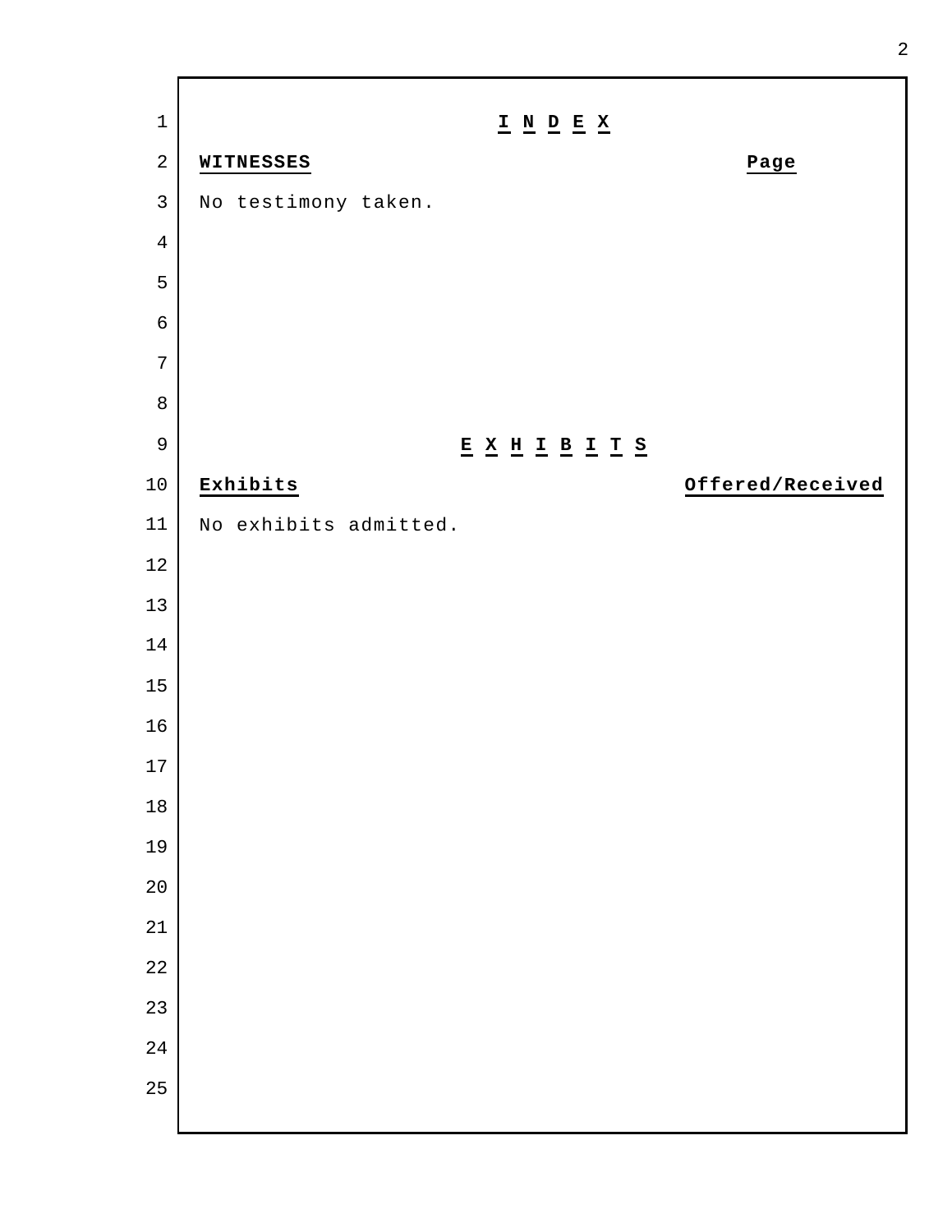# I N D E X

| WITNESSES | Page |
| --- | --- |
| No testimony taken. | |

# E X H I B I T S

| Exhibits | Offered/Received |
| --- | --- |
| No exhibits admitted. | |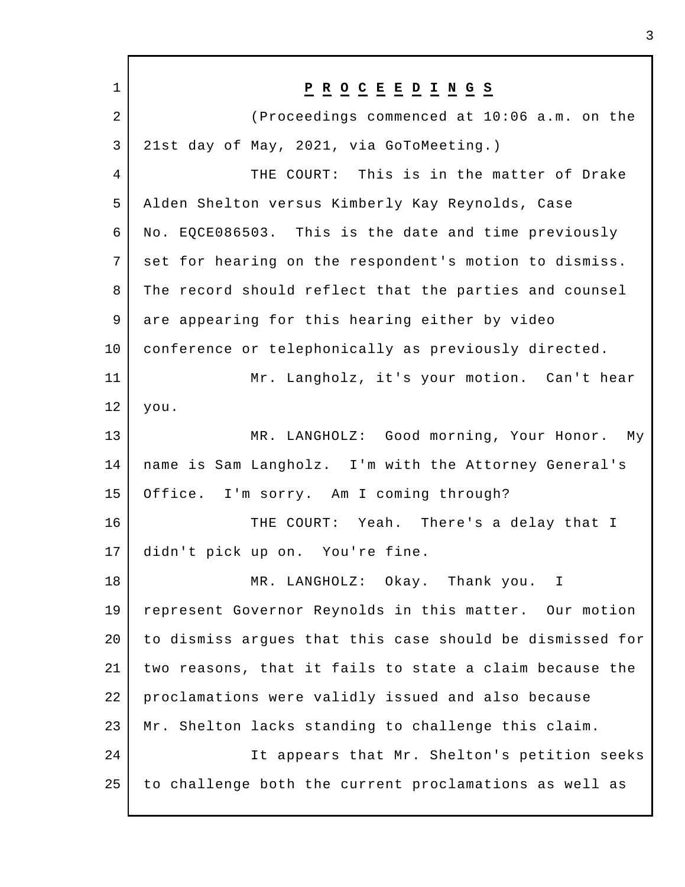**P R O C E E D I N G S**

(Proceedings commenced at 10:06 a.m. on the 21st day of May, 2021, via GoToMeeting.)

THE COURT: This is in the matter of Drake Alden Shelton versus Kimberly Kay Reynolds, Case No. EQCE086503. This is the date and time previously set for hearing on the respondent's motion to dismiss. The record should reflect that the parties and counsel are appearing for this hearing either by video conference or telephonically as previously directed.

Mr. Langholz, it's your motion. Can't hear you.

MR. LANGHOLZ: Good morning, Your Honor. My name is Sam Langholz. I'm with the Attorney General's Office. I'm sorry. Am I coming through?

THE COURT: Yeah. There's a delay that I didn't pick up on. You're fine.

MR. LANGHOLZ: Okay. Thank you. I represent Governor Reynolds in this matter. Our motion to dismiss argues that this case should be dismissed for two reasons, that it fails to state a claim because the proclamations were validly issued and also because Mr. Shelton lacks standing to challenge this claim.

It appears that Mr. Shelton's petition seeks to challenge both the current proclamations as well as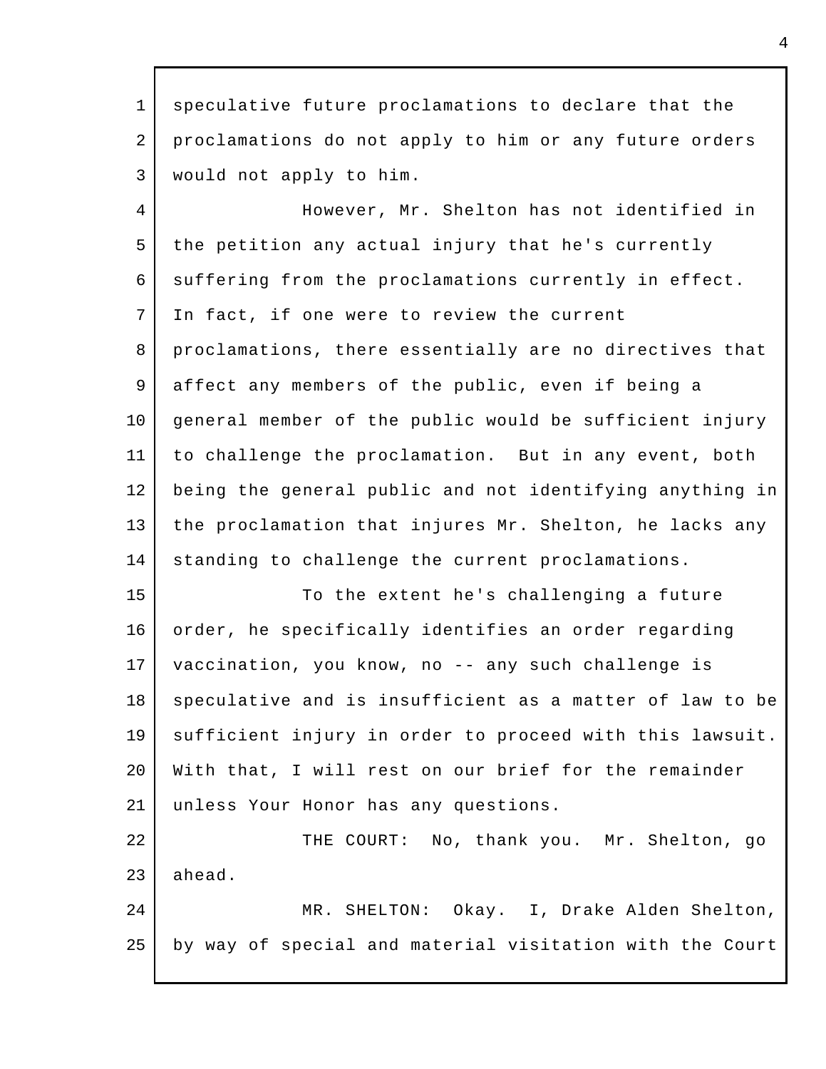speculative future proclamations to declare that the proclamations do not apply to him or any future orders would not apply to him.

However, Mr. Shelton has not identified in the petition any actual injury that he's currently suffering from the proclamations currently in effect. In fact, if one were to review the current proclamations, there essentially are no directives that affect any members of the public, even if being a general member of the public would be sufficient injury to challenge the proclamation. But in any event, both being the general public and not identifying anything in the proclamation that injures Mr. Shelton, he lacks any standing to challenge the current proclamations.

To the extent he's challenging a future order, he specifically identifies an order regarding vaccination, you know, no -- any such challenge is speculative and is insufficient as a matter of law to be sufficient injury in order to proceed with this lawsuit. With that, I will rest on our brief for the remainder unless Your Honor has any questions.

THE COURT: No, thank you. Mr. Shelton, go ahead.

MR. SHELTON: Okay. I, Drake Alden Shelton, by way of special and material visitation with the Court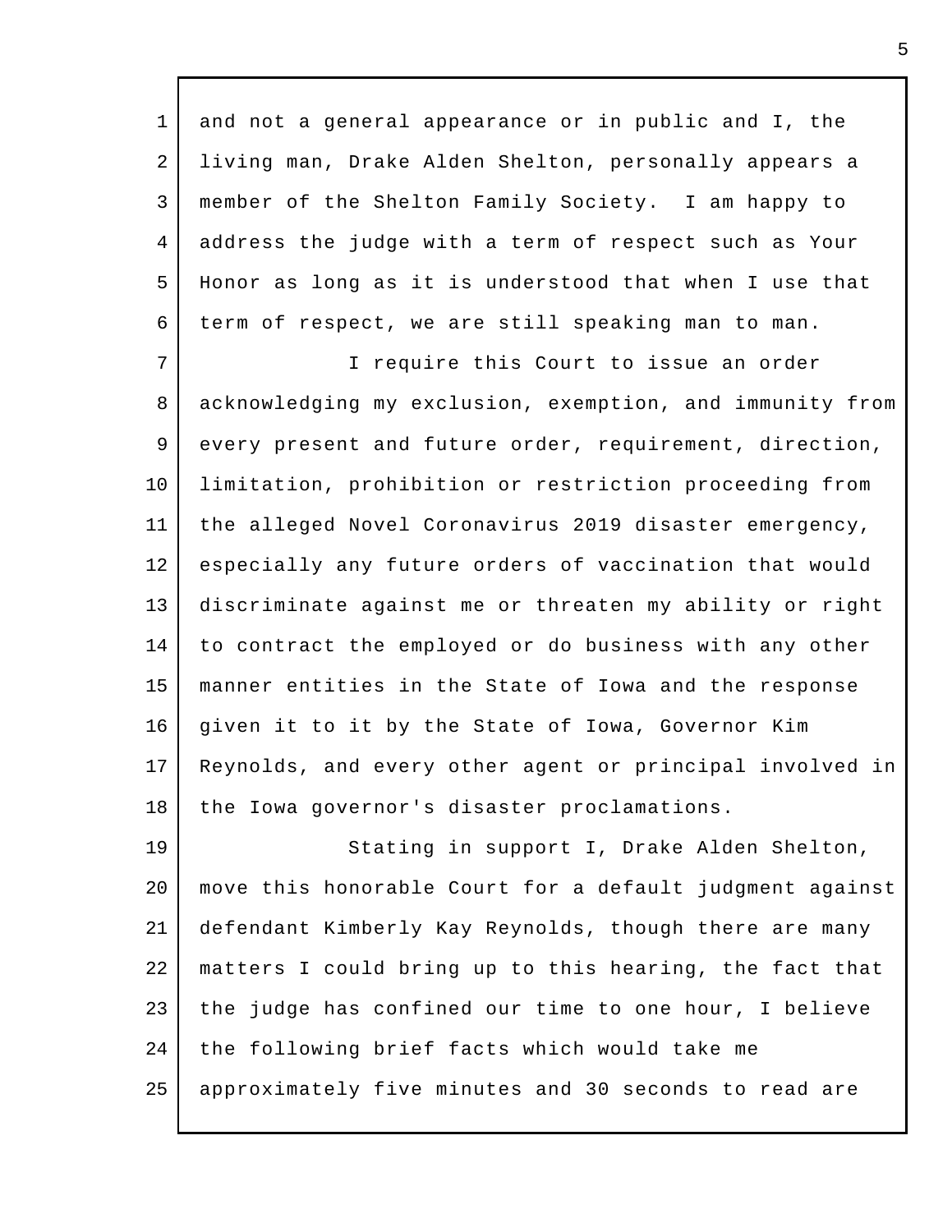and not a general appearance or in public and I, the living man, Drake Alden Shelton, personally appears a member of the Shelton Family Society. I am happy to address the judge with a term of respect such as Your Honor as long as it is understood that when I use that term of respect, we are still speaking man to man.

I require this Court to issue an order acknowledging my exclusion, exemption, and immunity from every present and future order, requirement, direction, limitation, prohibition or restriction proceeding from the alleged Novel Coronavirus 2019 disaster emergency, especially any future orders of vaccination that would discriminate against me or threaten my ability or right to contract the employed or do business with any other manner entities in the State of Iowa and the response given it to it by the State of Iowa, Governor Kim Reynolds, and every other agent or principal involved in the Iowa governor's disaster proclamations.

Stating in support I, Drake Alden Shelton, move this honorable Court for a default judgment against defendant Kimberly Kay Reynolds, though there are many matters I could bring up to this hearing, the fact that the judge has confined our time to one hour, I believe the following brief facts which would take me approximately five minutes and 30 seconds to read are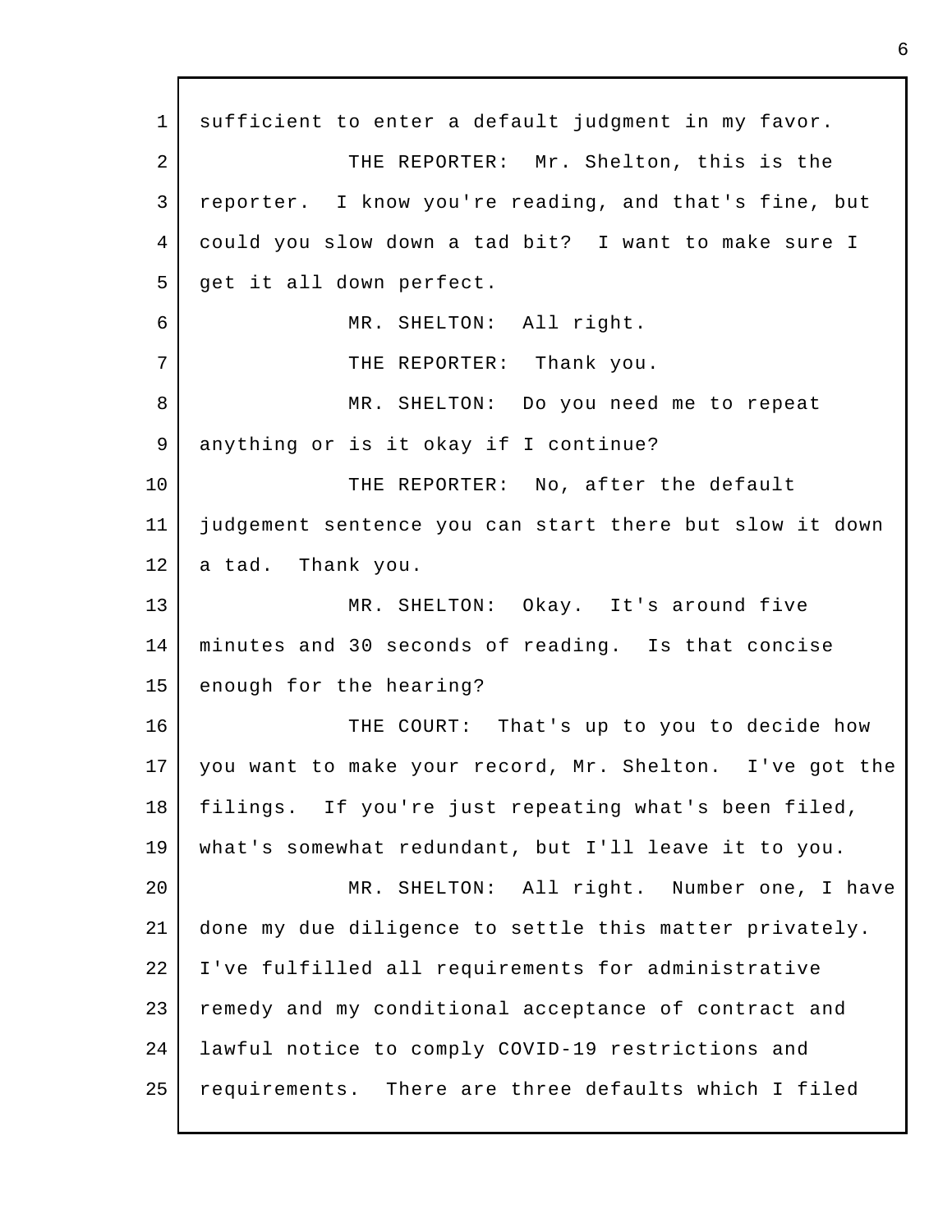sufficient to enter a default judgment in my favor.

THE REPORTER: Mr. Shelton, this is the reporter. I know you're reading, and that's fine, but could you slow down a tad bit? I want to make sure I get it all down perfect.

MR. SHELTON: All right.

THE REPORTER: Thank you.

MR. SHELTON: Do you need me to repeat anything or is it okay if I continue?

THE REPORTER: No, after the default judgement sentence you can start there but slow it down a tad. Thank you.

MR. SHELTON: Okay. It's around five minutes and 30 seconds of reading. Is that concise enough for the hearing?

THE COURT: That's up to you to decide how you want to make your record, Mr. Shelton. I've got the filings. If you're just repeating what's been filed, what's somewhat redundant, but I'll leave it to you.

MR. SHELTON: All right. Number one, I have done my due diligence to settle this matter privately. I've fulfilled all requirements for administrative remedy and my conditional acceptance of contract and lawful notice to comply COVID-19 restrictions and requirements. There are three defaults which I filed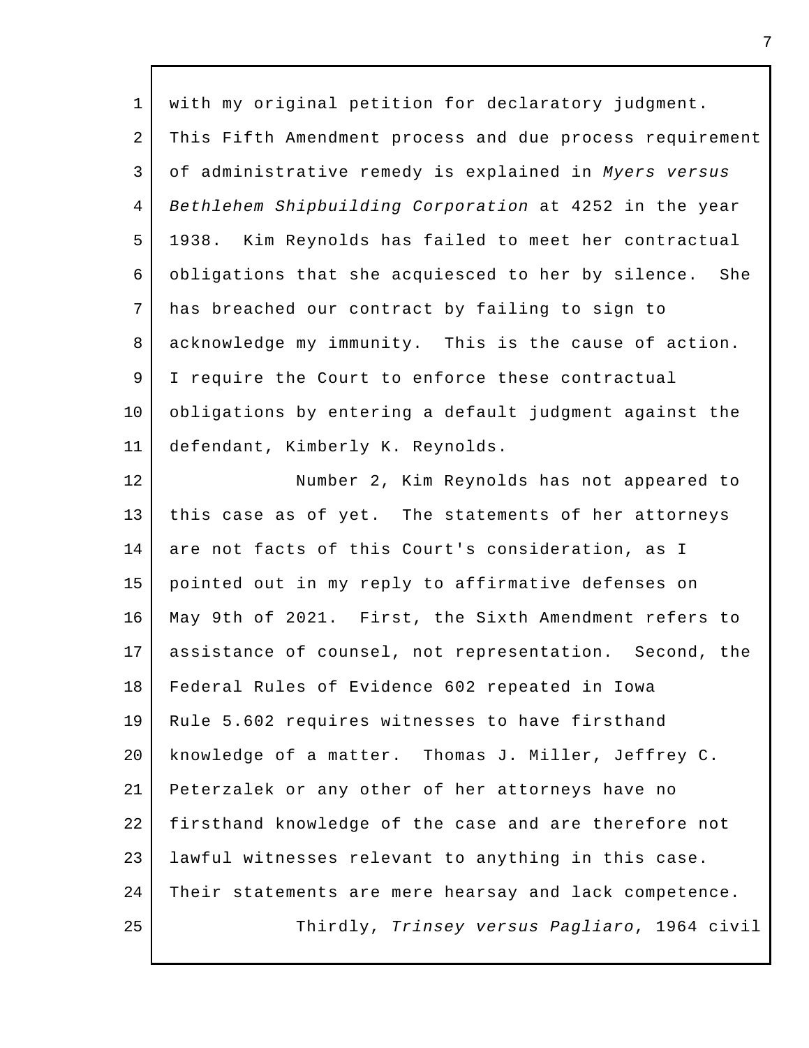with my original petition for declaratory judgment. This Fifth Amendment process and due process requirement of administrative remedy is explained in *Myers versus Bethlehem Shipbuilding Corporation* at 4252 in the year 1938. Kim Reynolds has failed to meet her contractual obligations that she acquiesced to her by silence. She has breached our contract by failing to sign to acknowledge my immunity. This is the cause of action. I require the Court to enforce these contractual obligations by entering a default judgment against the defendant, Kimberly K. Reynolds.

Number 2, Kim Reynolds has not appeared to this case as of yet. The statements of her attorneys are not facts of this Court's consideration, as I pointed out in my reply to affirmative defenses on May 9th of 2021. First, the Sixth Amendment refers to assistance of counsel, not representation. Second, the Federal Rules of Evidence 602 repeated in Iowa Rule 5.602 requires witnesses to have firsthand knowledge of a matter. Thomas J. Miller, Jeffrey C. Peterzalek or any other of her attorneys have no firsthand knowledge of the case and are therefore not lawful witnesses relevant to anything in this case. Their statements are mere hearsay and lack competence.

Thirdly, *Trinsey versus Pagliaro*, 1964 civil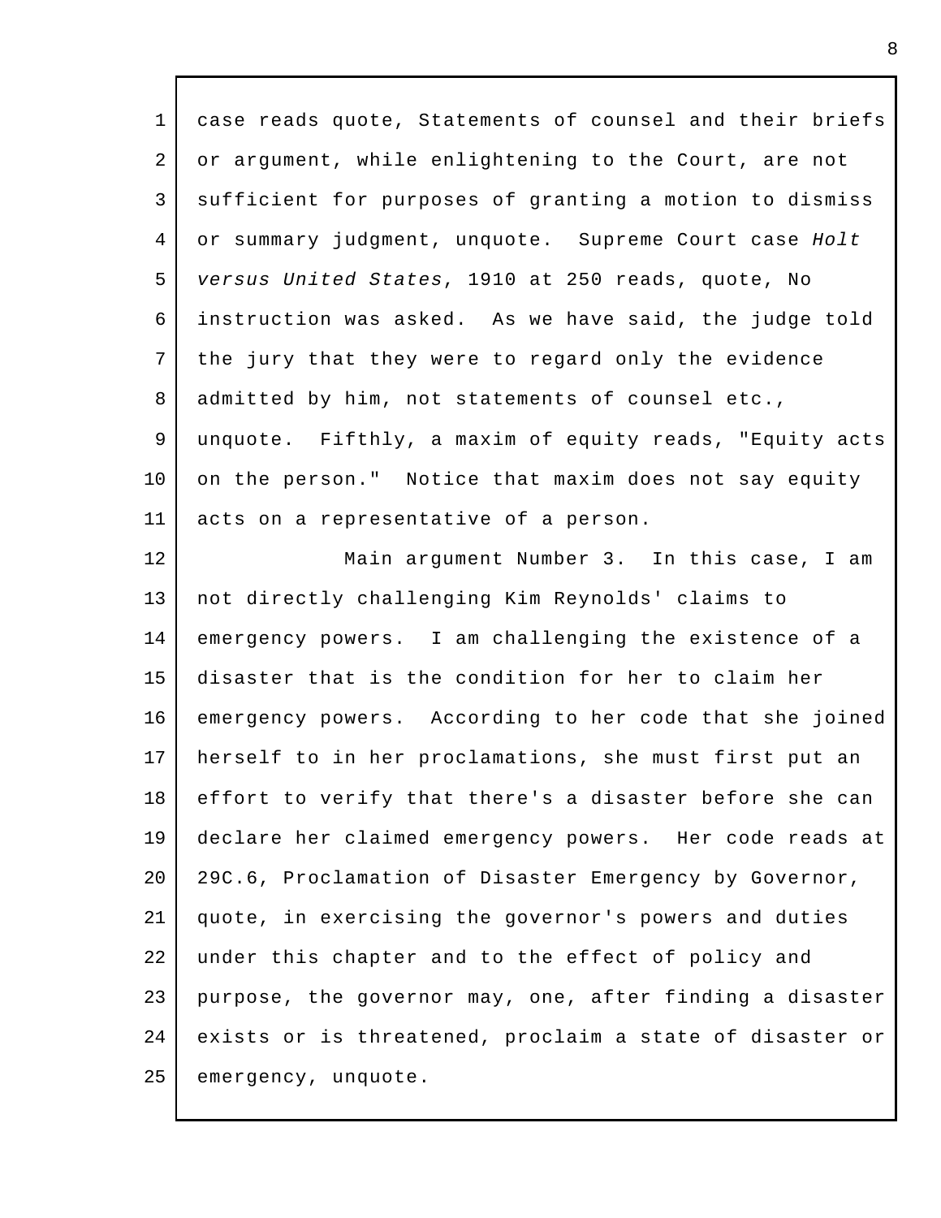case reads quote, Statements of counsel and their briefs or argument, while enlightening to the Court, are not sufficient for purposes of granting a motion to dismiss or summary judgment, unquote. Supreme Court case *Holt versus United States*, 1910 at 250 reads, quote, No instruction was asked. As we have said, the judge told the jury that they were to regard only the evidence admitted by him, not statements of counsel etc., unquote. Fifthly, a maxim of equity reads, "Equity acts on the person." Notice that maxim does not say equity acts on a representative of a person.

Main argument Number 3. In this case, I am not directly challenging Kim Reynolds' claims to emergency powers. I am challenging the existence of a disaster that is the condition for her to claim her emergency powers. According to her code that she joined herself to in her proclamations, she must first put an effort to verify that there's a disaster before she can declare her claimed emergency powers. Her code reads at 29C.6, Proclamation of Disaster Emergency by Governor, quote, in exercising the governor's powers and duties under this chapter and to the effect of policy and purpose, the governor may, one, after finding a disaster exists or is threatened, proclaim a state of disaster or emergency, unquote.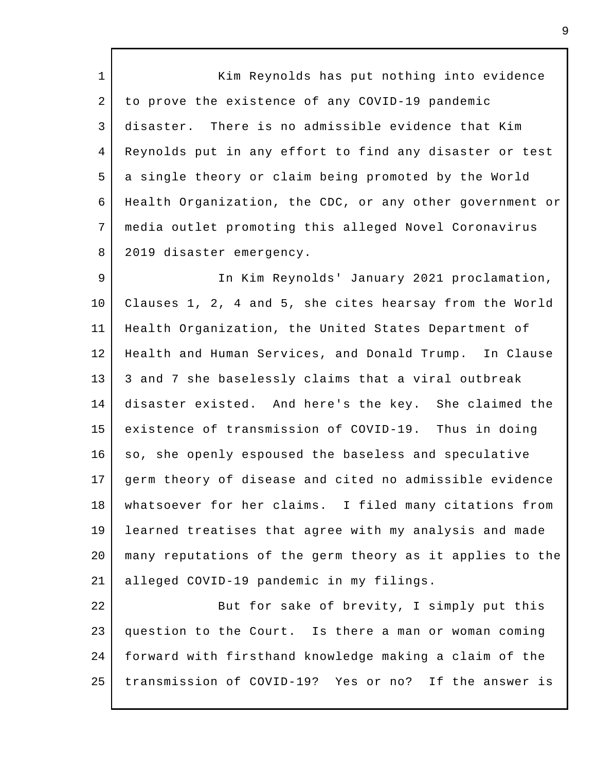Kim Reynolds has put nothing into evidence to prove the existence of any COVID-19 pandemic disaster. There is no admissible evidence that Kim Reynolds put in any effort to find any disaster or test a single theory or claim being promoted by the World Health Organization, the CDC, or any other government or media outlet promoting this alleged Novel Coronavirus 2019 disaster emergency.

In Kim Reynolds' January 2021 proclamation, Clauses 1, 2, 4 and 5, she cites hearsay from the World Health Organization, the United States Department of Health and Human Services, and Donald Trump. In Clause 3 and 7 she baselessly claims that a viral outbreak disaster existed. And here's the key. She claimed the existence of transmission of COVID-19. Thus in doing so, she openly espoused the baseless and speculative germ theory of disease and cited no admissible evidence whatsoever for her claims. I filed many citations from learned treatises that agree with my analysis and made many reputations of the germ theory as it applies to the alleged COVID-19 pandemic in my filings.

But for sake of brevity, I simply put this question to the Court. Is there a man or woman coming forward with firsthand knowledge making a claim of the transmission of COVID-19? Yes or no? If the answer is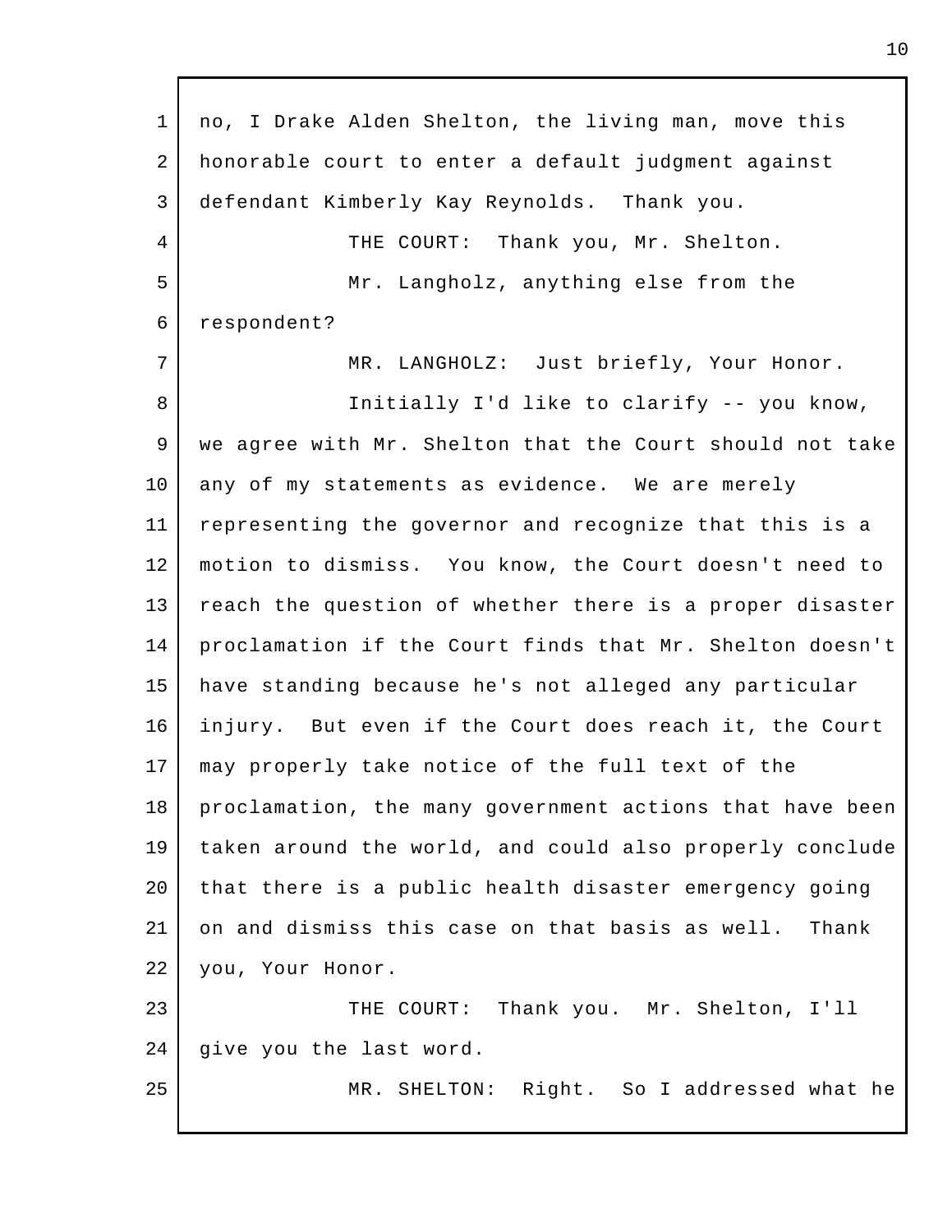no, I Drake Alden Shelton, the living man, move this honorable court to enter a default judgment against defendant Kimberly Kay Reynolds. Thank you.

THE COURT: Thank you, Mr. Shelton.

Mr. Langholz, anything else from the respondent?

MR. LANGHOLZ: Just briefly, Your Honor.

Initially I'd like to clarify -- you know, we agree with Mr. Shelton that the Court should not take any of my statements as evidence. We are merely representing the governor and recognize that this is a motion to dismiss. You know, the Court doesn't need to reach the question of whether there is a proper disaster proclamation if the Court finds that Mr. Shelton doesn't have standing because he's not alleged any particular injury. But even if the Court does reach it, the Court may properly take notice of the full text of the proclamation, the many government actions that have been taken around the world, and could also properly conclude that there is a public health disaster emergency going on and dismiss this case on that basis as well. Thank you, Your Honor.

THE COURT: Thank you. Mr. Shelton, I'll give you the last word.

MR. SHELTON: Right. So I addressed what he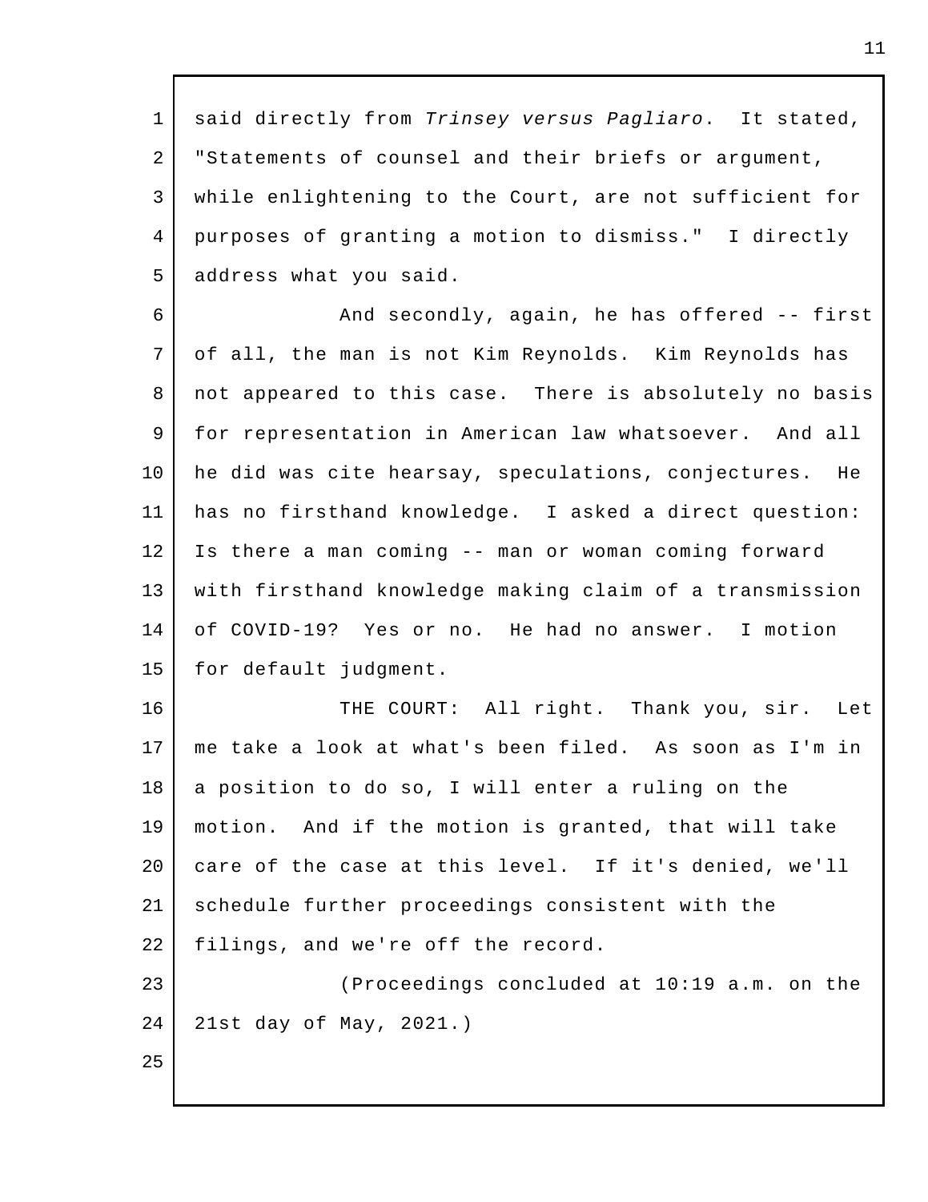said directly from *Trinsey versus Pagliaro*. It stated, "Statements of counsel and their briefs or argument, while enlightening to the Court, are not sufficient for purposes of granting a motion to dismiss." I directly address what you said.

And secondly, again, he has offered -- first of all, the man is not Kim Reynolds. Kim Reynolds has not appeared to this case. There is absolutely no basis for representation in American law whatsoever. And all he did was cite hearsay, speculations, conjectures. He has no firsthand knowledge. I asked a direct question: Is there a man coming -- man or woman coming forward with firsthand knowledge making claim of a transmission of COVID-19? Yes or no. He had no answer. I motion for default judgment.

THE COURT: All right. Thank you, sir. Let me take a look at what's been filed. As soon as I'm in a position to do so, I will enter a ruling on the motion. And if the motion is granted, that will take care of the case at this level. If it's denied, we'll schedule further proceedings consistent with the filings, and we're off the record.

(Proceedings concluded at 10:19 a.m. on the 21st day of May, 2021.)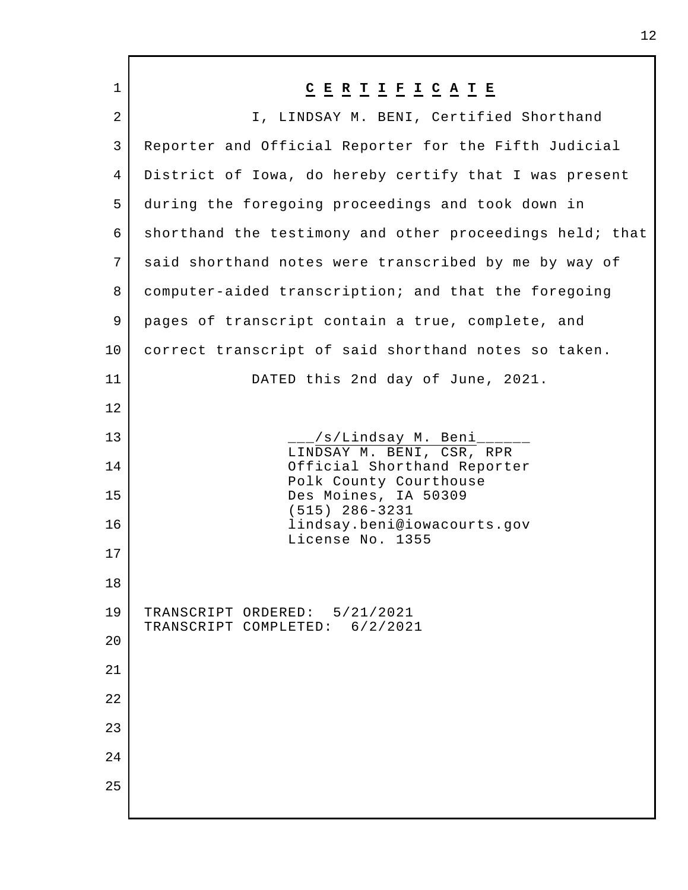**C E R T I F I C A T E**

I, LINDSAY M. BENI, Certified Shorthand Reporter and Official Reporter for the Fifth Judicial District of Iowa, do hereby certify that I was present during the foregoing proceedings and took down in shorthand the testimony and other proceedings held; that said shorthand notes were transcribed by me by way of computer-aided transcription; and that the foregoing pages of transcript contain a true, complete, and correct transcript of said shorthand notes so taken.

DATED this 2nd day of June, 2021.

___/s/Lindsay M. Beni______
LINDSAY M. BENI, CSR, RPR
Official Shorthand Reporter
Polk County Courthouse
Des Moines, IA 50309
(515) 286-3231
lindsay.beni@iowacourts.gov
License No. 1355

TRANSCRIPT ORDERED: 5/21/2021
TRANSCRIPT COMPLETED: 6/2/2021